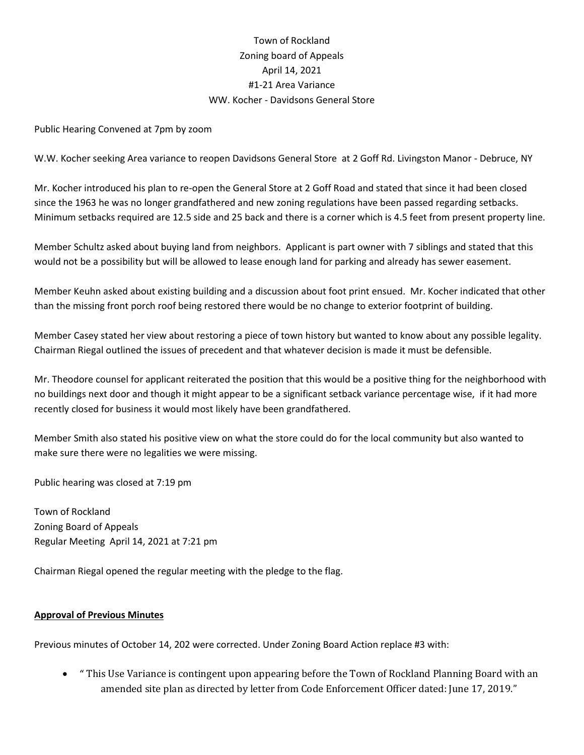Town of Rockland
Zoning board of Appeals
April 14, 2021
#1-21 Area Variance
WW. Kocher - Davidsons General Store

Public Hearing Convened at 7pm by zoom

W.W. Kocher seeking Area variance to reopen Davidsons General Store at 2 Goff Rd. Livingston Manor - Debruce, NY

Mr. Kocher introduced his plan to re-open the General Store at 2 Goff Road and stated that since it had been closed since the 1963 he was no longer grandfathered and new zoning regulations have been passed regarding setbacks. Minimum setbacks required are 12.5 side and 25 back and there is a corner which is 4.5 feet from present property line.

Member Schultz asked about buying land from neighbors. Applicant is part owner with 7 siblings and stated that this would not be a possibility but will be allowed to lease enough land for parking and already has sewer easement.

Member Keuhn asked about existing building and a discussion about foot print ensued. Mr. Kocher indicated that other than the missing front porch roof being restored there would be no change to exterior footprint of building.

Member Casey stated her view about restoring a piece of town history but wanted to know about any possible legality. Chairman Riegal outlined the issues of precedent and that whatever decision is made it must be defensible.

Mr. Theodore counsel for applicant reiterated the position that this would be a positive thing for the neighborhood with no buildings next door and though it might appear to be a significant setback variance percentage wise, if it had more recently closed for business it would most likely have been grandfathered.

Member Smith also stated his positive view on what the store could do for the local community but also wanted to make sure there were no legalities we were missing.

Public hearing was closed at 7:19 pm

Town of Rockland
Zoning Board of Appeals
Regular Meeting April 14, 2021 at 7:21 pm

Chairman Riegal opened the regular meeting with the pledge to the flag.

**Approval of Previous Minutes**

Previous minutes of October 14, 202 were corrected. Under Zoning Board Action replace #3 with:

- " This Use Variance is contingent upon appearing before the Town of Rockland Planning Board with an amended site plan as directed by letter from Code Enforcement Officer dated: June 17, 2019."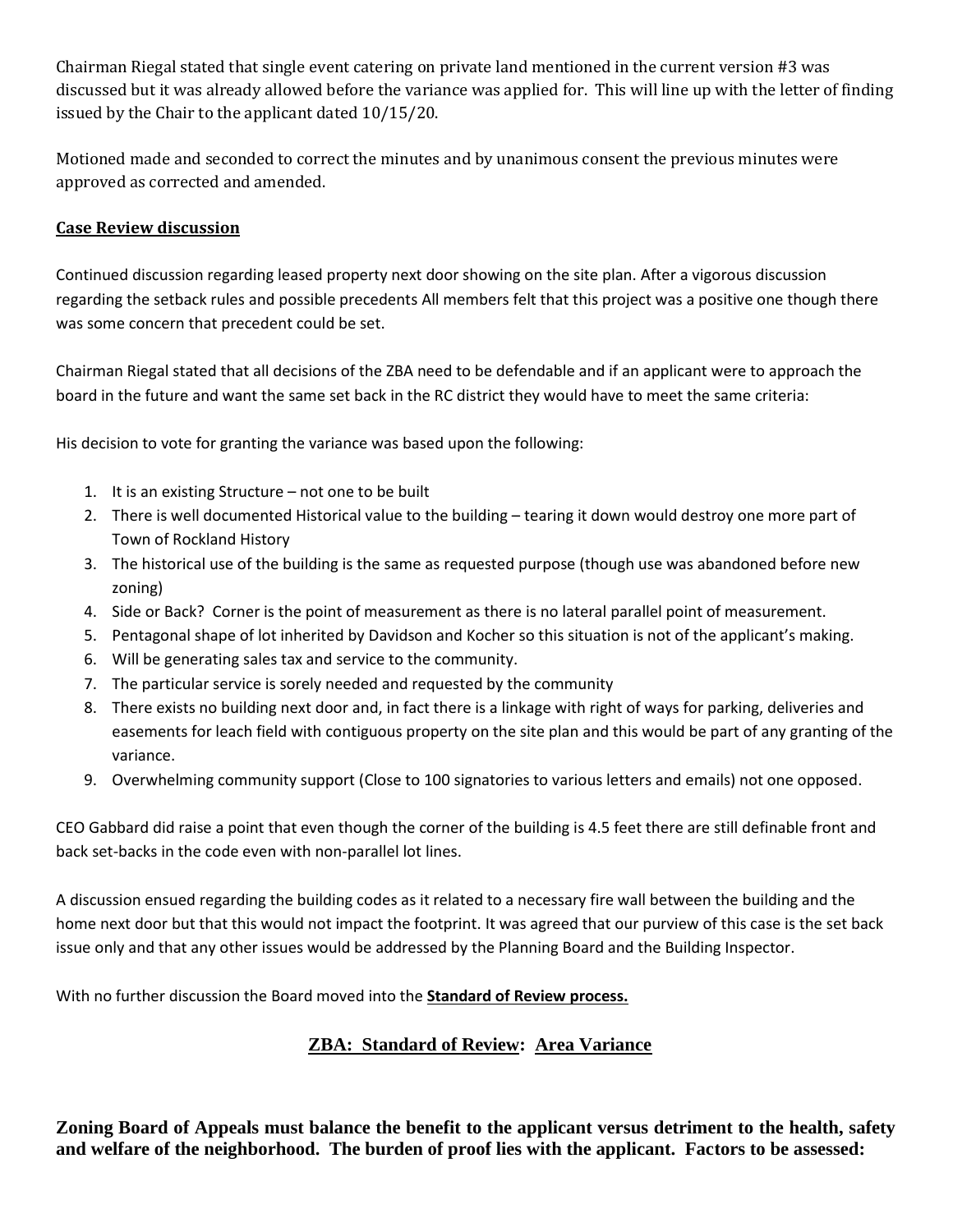Chairman Riegal stated that single event catering on private land mentioned in the current version #3 was discussed but it was already allowed before the variance was applied for. This will line up with the letter of finding issued by the Chair to the applicant dated 10/15/20.

Motioned made and seconded to correct the minutes and by unanimous consent the previous minutes were approved as corrected and amended.

**Case Review discussion**

Continued discussion regarding leased property next door showing on the site plan. After a vigorous discussion regarding the setback rules and possible precedents All members felt that this project was a positive one though there was some concern that precedent could be set.

Chairman Riegal stated that all decisions of the ZBA need to be defendable and if an applicant were to approach the board in the future and want the same set back in the RC district they would have to meet the same criteria:

His decision to vote for granting the variance was based upon the following:

1. It is an existing Structure – not one to be built
2. There is well documented Historical value to the building – tearing it down would destroy one more part of Town of Rockland History
3. The historical use of the building is the same as requested purpose (though use was abandoned before new zoning)
4. Side or Back? Corner is the point of measurement as there is no lateral parallel point of measurement.
5. Pentagonal shape of lot inherited by Davidson and Kocher so this situation is not of the applicant's making.
6. Will be generating sales tax and service to the community.
7. The particular service is sorely needed and requested by the community
8. There exists no building next door and, in fact there is a linkage with right of ways for parking, deliveries and easements for leach field with contiguous property on the site plan and this would be part of any granting of the variance.
9. Overwhelming community support (Close to 100 signatories to various letters and emails) not one opposed.

CEO Gabbard did raise a point that even though the corner of the building is 4.5 feet there are still definable front and back set-backs in the code even with non-parallel lot lines.

A discussion ensued regarding the building codes as it related to a necessary fire wall between the building and the home next door but that this would not impact the footprint. It was agreed that our purview of this case is the set back issue only and that any other issues would be addressed by the Planning Board and the Building Inspector.

With no further discussion the Board moved into the **Standard of Review process.**

## ZBA: Standard of Review: Area Variance

**Zoning Board of Appeals must balance the benefit to the applicant versus detriment to the health, safety and welfare of the neighborhood. The burden of proof lies with the applicant. Factors to be assessed:**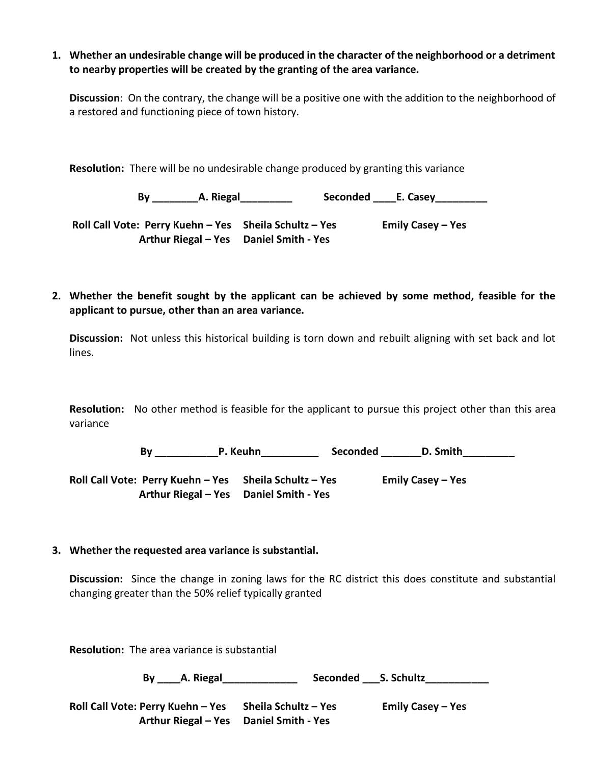1. **Whether an undesirable change will be produced in the character of the neighborhood or a detriment to nearby properties will be created by the granting of the area variance.**

   **Discussion**: On the contrary, the change will be a positive one with the addition to the neighborhood of a restored and functioning piece of town history.

   **Resolution:** There will be no undesirable change produced by granting this variance

   **By ________A. Riegal_________ Seconded ____E. Casey_________**

   **Roll Call Vote: Perry Kuehn – Yes Sheila Schultz – Yes Emily Casey – Yes**
   **Arthur Riegal – Yes Daniel Smith - Yes**

2. **Whether the benefit sought by the applicant can be achieved by some method, feasible for the applicant to pursue, other than an area variance.**

   **Discussion:** Not unless this historical building is torn down and rebuilt aligning with set back and lot lines.

   **Resolution:** No other method is feasible for the applicant to pursue this project other than this area variance

   **By ___________P. Keuhn__________ Seconded _______D. Smith_________**

   **Roll Call Vote: Perry Kuehn – Yes Sheila Schultz – Yes Emily Casey – Yes**
   **Arthur Riegal – Yes Daniel Smith - Yes**

3. **Whether the requested area variance is substantial.**

   **Discussion:** Since the change in zoning laws for the RC district this does constitute and substantial changing greater than the 50% relief typically granted

   **Resolution:** The area variance is substantial

   **By ____A. Riegal_____________ Seconded ___S. Schultz___________**

   **Roll Call Vote: Perry Kuehn – Yes Sheila Schultz – Yes Emily Casey – Yes**
   **Arthur Riegal – Yes Daniel Smith - Yes**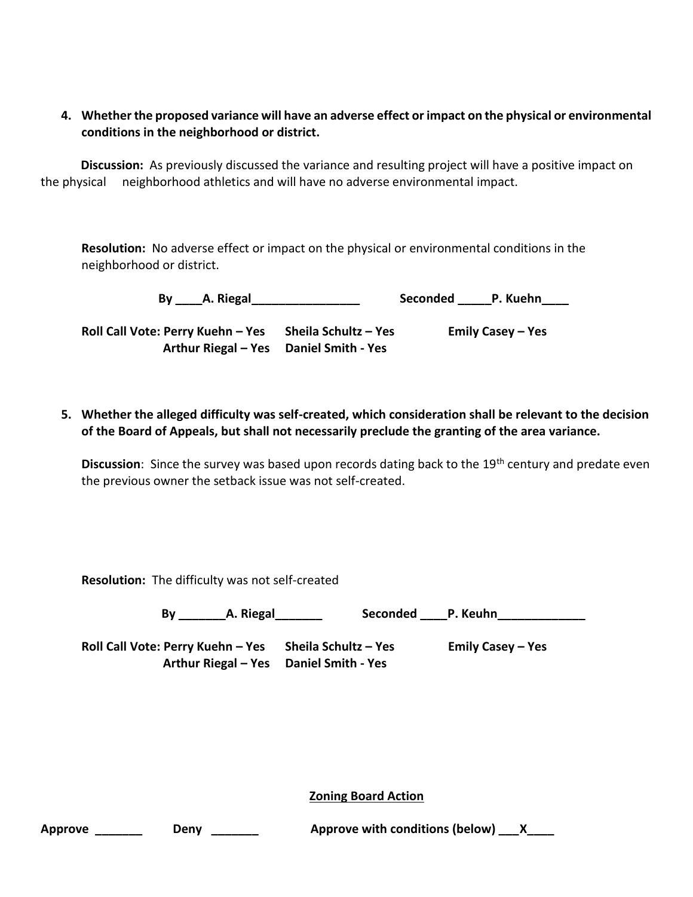4. **Whether the proposed variance will have an adverse effect or impact on the physical or environmental conditions in the neighborhood or district.**

**Discussion:** As previously discussed the variance and resulting project will have a positive impact on the physical neighborhood athletics and will have no adverse environmental impact.

**Resolution:** No adverse effect or impact on the physical or environmental conditions in the neighborhood or district.

**By \_\_\_\_A. Riegal\_\_\_\_\_\_\_\_\_\_\_\_\_\_\_\_\_ Seconded \_\_\_\_\_P. Kuehn\_\_\_\_**

**Roll Call Vote: Perry Kuehn – Yes Sheila Schultz – Yes Emily Casey – Yes**
**Arthur Riegal – Yes Daniel Smith - Yes**

5. **Whether the alleged difficulty was self-created, which consideration shall be relevant to the decision of the Board of Appeals, but shall not necessarily preclude the granting of the area variance.**

**Discussion**: Since the survey was based upon records dating back to the 19th century and predate even the previous owner the setback issue was not self-created.

**Resolution:** The difficulty was not self-created

**By \_\_\_\_\_\_\_A. Riegal\_\_\_\_\_\_\_ Seconded \_\_\_\_P. Keuhn\_\_\_\_\_\_\_\_\_\_\_\_\_**

**Roll Call Vote: Perry Kuehn – Yes Sheila Schultz – Yes Emily Casey – Yes**
**Arthur Riegal – Yes Daniel Smith - Yes**

**Zoning Board Action**

**Approve \_\_\_\_\_\_\_ Deny \_\_\_\_\_\_\_ Approve with conditions (below) \_\_\_X\_\_\_\_**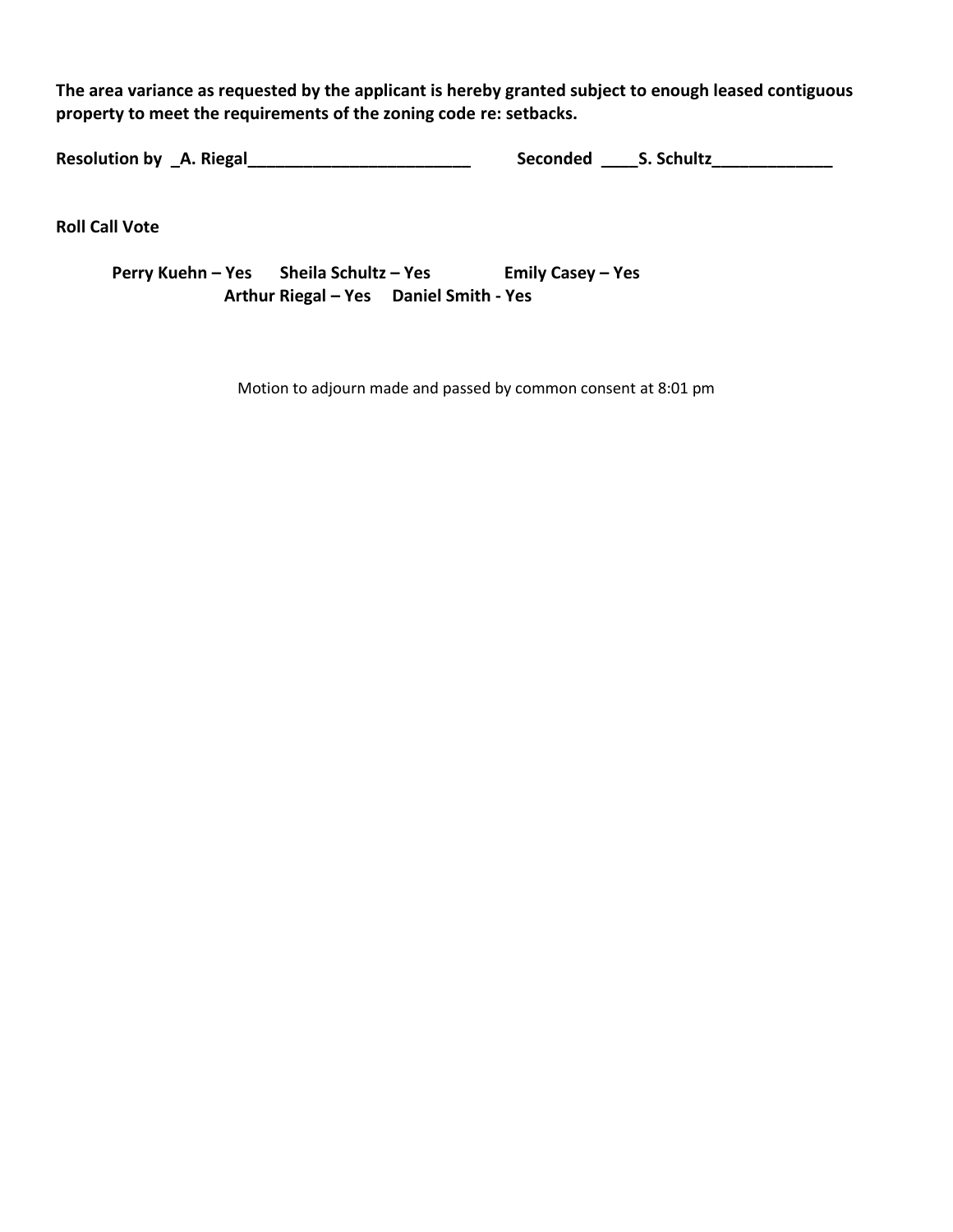**The area variance as requested by the applicant is hereby granted subject to enough leased contiguous property to meet the requirements of the zoning code re: setbacks.**

**Resolution by _A. Riegal________________________ Seconded ____S. Schultz_____________**

**Roll Call Vote**

**Perry Kuehn – Yes Sheila Schultz – Yes Emily Casey – Yes**
**Arthur Riegal – Yes Daniel Smith - Yes**

Motion to adjourn made and passed by common consent at 8:01 pm